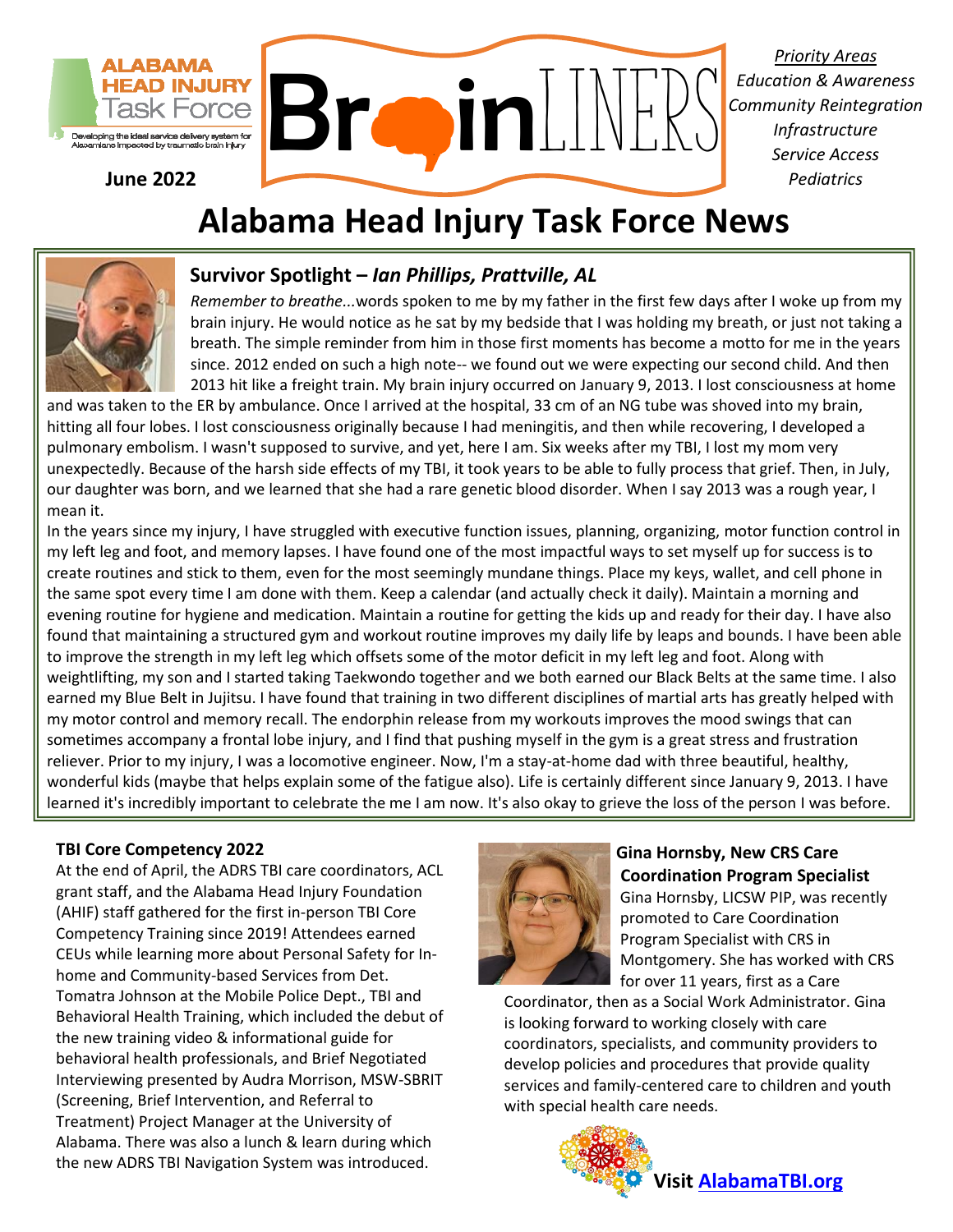ALABAMA HEAD INJURY Task Force

Developing the ideal service delivery system for Alabamians impacted by traumatic brain injury

June 2022

# BrainLINERS

*Priority Areas*
*Education & Awareness*
*Community Reintegration*
*Infrastructure*
*Service Access*
*Pediatrics*

# Alabama Head Injury Task Force News

## Survivor Spotlight – *Ian Phillips, Prattville, AL*

*Remember to breathe...*words spoken to me by my father in the first few days after I woke up from my brain injury. He would notice as he sat by my bedside that I was holding my breath, or just not taking a breath. The simple reminder from him in those first moments has become a motto for me in the years since. 2012 ended on such a high note-- we found out we were expecting our second child. And then 2013 hit like a freight train. My brain injury occurred on January 9, 2013. I lost consciousness at home and was taken to the ER by ambulance. Once I arrived at the hospital, 33 cm of an NG tube was shoved into my brain, hitting all four lobes. I lost consciousness originally because I had meningitis, and then while recovering, I developed a pulmonary embolism. I wasn't supposed to survive, and yet, here I am. Six weeks after my TBI, I lost my mom very unexpectedly. Because of the harsh side effects of my TBI, it took years to be able to fully process that grief. Then, in July, our daughter was born, and we learned that she had a rare genetic blood disorder. When I say 2013 was a rough year, I mean it.

In the years since my injury, I have struggled with executive function issues, planning, organizing, motor function control in my left leg and foot, and memory lapses. I have found one of the most impactful ways to set myself up for success is to create routines and stick to them, even for the most seemingly mundane things. Place my keys, wallet, and cell phone in the same spot every time I am done with them. Keep a calendar (and actually check it daily). Maintain a morning and evening routine for hygiene and medication. Maintain a routine for getting the kids up and ready for their day. I have also found that maintaining a structured gym and workout routine improves my daily life by leaps and bounds. I have been able to improve the strength in my left leg which offsets some of the motor deficit in my left leg and foot. Along with weightlifting, my son and I started taking Taekwondo together and we both earned our Black Belts at the same time. I also earned my Blue Belt in Jujitsu. I have found that training in two different disciplines of martial arts has greatly helped with my motor control and memory recall. The endorphin release from my workouts improves the mood swings that can sometimes accompany a frontal lobe injury, and I find that pushing myself in the gym is a great stress and frustration reliever. Prior to my injury, I was a locomotive engineer. Now, I'm a stay-at-home dad with three beautiful, healthy, wonderful kids (maybe that helps explain some of the fatigue also). Life is certainly different since January 9, 2013. I have learned it's incredibly important to celebrate the me I am now. It's also okay to grieve the loss of the person I was before.

### TBI Core Competency 2022

At the end of April, the ADRS TBI care coordinators, ACL grant staff, and the Alabama Head Injury Foundation (AHIF) staff gathered for the first in-person TBI Core Competency Training since 2019! Attendees earned CEUs while learning more about Personal Safety for In-home and Community-based Services from Det. Tomatra Johnson at the Mobile Police Dept., TBI and Behavioral Health Training, which included the debut of the new training video & informational guide for behavioral health professionals, and Brief Negotiated Interviewing presented by Audra Morrison, MSW-SBRIT (Screening, Brief Intervention, and Referral to Treatment) Project Manager at the University of Alabama. There was also a lunch & learn during which the new ADRS TBI Navigation System was introduced.

### Gina Hornsby, New CRS Care Coordination Program Specialist

Gina Hornsby, LICSW PIP, was recently promoted to Care Coordination Program Specialist with CRS in Montgomery. She has worked with CRS for over 11 years, first as a Care Coordinator, then as a Social Work Administrator. Gina is looking forward to working closely with care coordinators, specialists, and community providers to develop policies and procedures that provide quality services and family-centered care to children and youth with special health care needs.

**Visit [AlabamaTBI.org](AlabamaTBI.org)**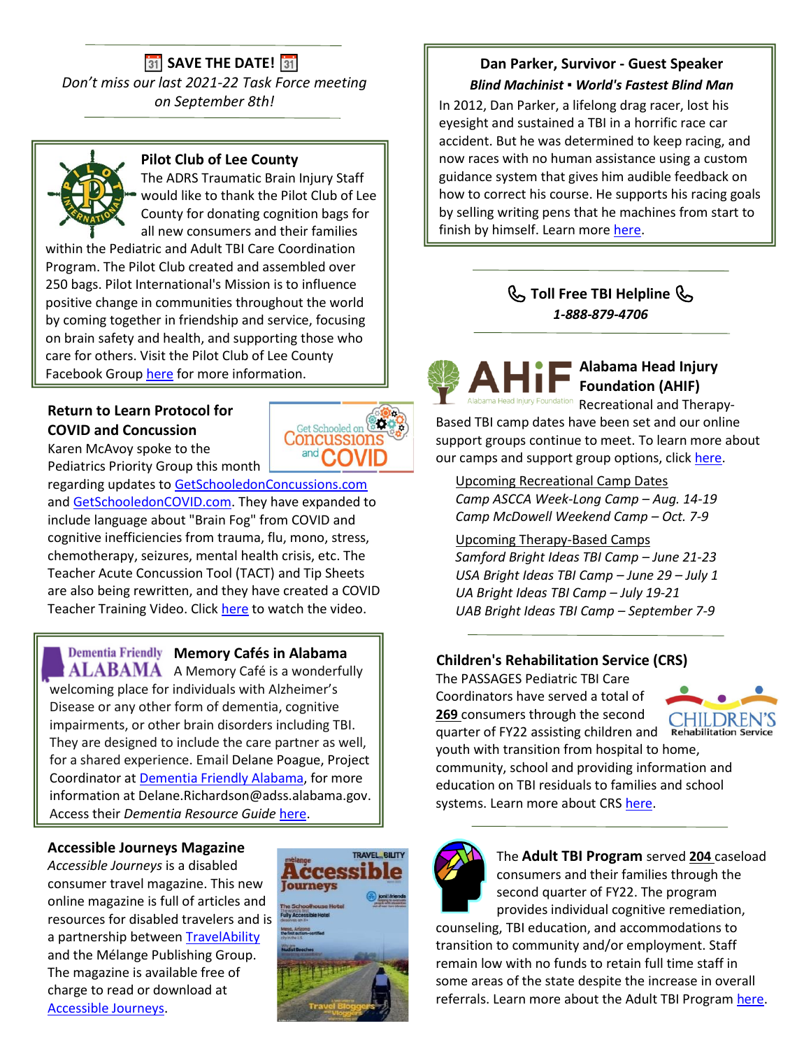### 📅 SAVE THE DATE! 📅

*Don't miss our last 2021-22 Task Force meeting on September 8th!*

---

### Pilot Club of Lee County

The ADRS Traumatic Brain Injury Staff would like to thank the Pilot Club of Lee County for donating cognition bags for all new consumers and their families within the Pediatric and Adult TBI Care Coordination Program. The Pilot Club created and assembled over 250 bags. Pilot International's Mission is to influence positive change in communities throughout the world by coming together in friendship and service, focusing on brain safety and health, and supporting those who care for others. Visit the Pilot Club of Lee County Facebook Group here for more information.

### Return to Learn Protocol for COVID and Concussion

Karen McAvoy spoke to the Pediatrics Priority Group this month regarding updates to GetSchooledonConcussions.com and GetSchooledonCOVID.com. They have expanded to include language about "Brain Fog" from COVID and cognitive inefficiencies from trauma, flu, mono, stress, chemotherapy, seizures, mental health crisis, etc. The Teacher Acute Concussion Tool (TACT) and Tip Sheets are also being rewritten, and they have created a COVID Teacher Training Video. Click here to watch the video.

### Memory Cafés in Alabama

A Memory Café is a wonderfully welcoming place for individuals with Alzheimer's Disease or any other form of dementia, cognitive impairments, or other brain disorders including TBI. They are designed to include the care partner as well, for a shared experience. Email Delane Poague, Project Coordinator at Dementia Friendly Alabama, for more information at Delane.Richardson@adss.alabama.gov. Access their *Dementia Resource Guide* here.

### Accessible Journeys Magazine

*Accessible Journeys* is a disabled consumer travel magazine. This new online magazine is full of articles and resources for disabled travelers and is a partnership between TravelAbility and the Mélange Publishing Group. The magazine is available free of charge to read or download at Accessible Journeys.

### Dan Parker, Survivor - Guest Speaker

***Blind Machinist ▪ World's Fastest Blind Man***

In 2012, Dan Parker, a lifelong drag racer, lost his eyesight and sustained a TBI in a horrific race car accident. But he was determined to keep racing, and now races with no human assistance using a custom guidance system that gives him audible feedback on how to correct his course. He supports his racing goals by selling writing pens that he machines from start to finish by himself. Learn more here.

---

### 📞 Toll Free TBI Helpline 📞

***1-888-879-4706***

---

### Alabama Head Injury Foundation (AHIF)

Recreational and Therapy-Based TBI camp dates have been set and our online support groups continue to meet. To learn more about our camps and support group options, click here.

Upcoming Recreational Camp Dates

*Camp ASCCA Week-Long Camp – Aug. 14-19*
*Camp McDowell Weekend Camp – Oct. 7-9*

Upcoming Therapy-Based Camps

*Samford Bright Ideas TBI Camp – June 21-23*
*USA Bright Ideas TBI Camp – June 29 – July 1*
*UA Bright Ideas TBI Camp – July 19-21*
*UAB Bright Ideas TBI Camp – September 7-9*

---

### Children's Rehabilitation Service (CRS)

The PASSAGES Pediatric TBI Care Coordinators have served a total of **269** consumers through the second quarter of FY22 assisting children and youth with transition from hospital to home, community, school and providing information and education on TBI residuals to families and school systems. Learn more about CRS here.

---

The **Adult TBI Program** served **204** caseload consumers and their families through the second quarter of FY22. The program provides individual cognitive remediation, counseling, TBI education, and accommodations to transition to community and/or employment. Staff remain low with no funds to retain full time staff in some areas of the state despite the increase in overall referrals. Learn more about the Adult TBI Program here.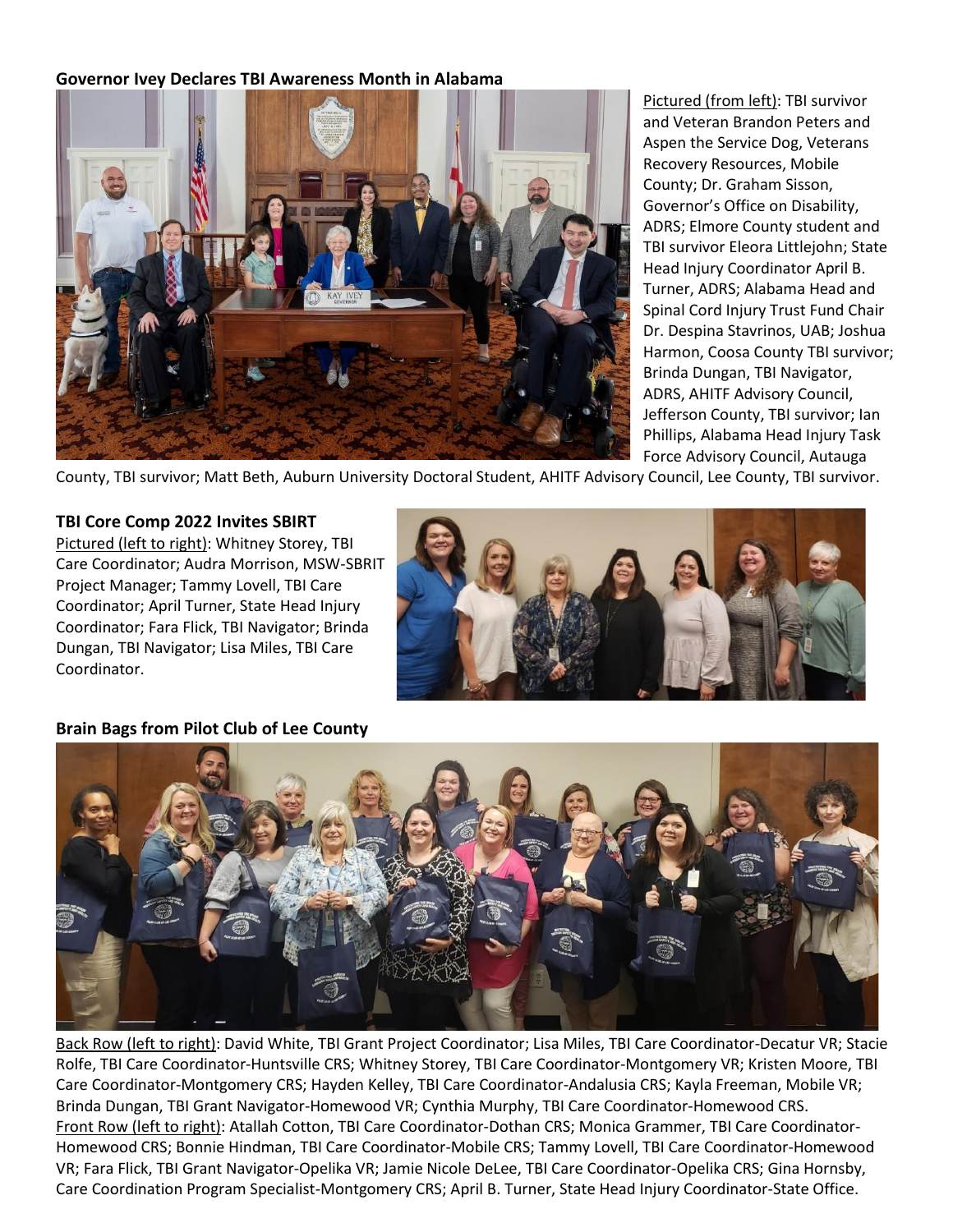**Governor Ivey Declares TBI Awareness Month in Alabama**

Pictured (from left): TBI survivor and Veteran Brandon Peters and Aspen the Service Dog, Veterans Recovery Resources, Mobile County; Dr. Graham Sisson, Governor's Office on Disability, ADRS; Elmore County student and TBI survivor Eleora Littlejohn; State Head Injury Coordinator April B. Turner, ADRS; Alabama Head and Spinal Cord Injury Trust Fund Chair Dr. Despina Stavrinos, UAB; Joshua Harmon, Coosa County TBI survivor; Brinda Dungan, TBI Navigator, ADRS, AHITF Advisory Council, Jefferson County, TBI survivor; Ian Phillips, Alabama Head Injury Task Force Advisory Council, Autauga County, TBI survivor; Matt Beth, Auburn University Doctoral Student, AHITF Advisory Council, Lee County, TBI survivor.

**TBI Core Comp 2022 Invites SBIRT**

Pictured (left to right): Whitney Storey, TBI Care Coordinator; Audra Morrison, MSW-SBRIT Project Manager; Tammy Lovell, TBI Care Coordinator; April Turner, State Head Injury Coordinator; Fara Flick, TBI Navigator; Brinda Dungan, TBI Navigator; Lisa Miles, TBI Care Coordinator.

**Brain Bags from Pilot Club of Lee County**

Back Row (left to right): David White, TBI Grant Project Coordinator; Lisa Miles, TBI Care Coordinator-Decatur VR; Stacie Rolfe, TBI Care Coordinator-Huntsville CRS; Whitney Storey, TBI Care Coordinator-Montgomery VR; Kristen Moore, TBI Care Coordinator-Montgomery CRS; Hayden Kelley, TBI Care Coordinator-Andalusia CRS; Kayla Freeman, Mobile VR; Brinda Dungan, TBI Grant Navigator-Homewood VR; Cynthia Murphy, TBI Care Coordinator-Homewood CRS.
Front Row (left to right): Atallah Cotton, TBI Care Coordinator-Dothan CRS; Monica Grammer, TBI Care Coordinator-Homewood CRS; Bonnie Hindman, TBI Care Coordinator-Mobile CRS; Tammy Lovell, TBI Care Coordinator-Homewood VR; Fara Flick, TBI Grant Navigator-Opelika VR; Jamie Nicole DeLee, TBI Care Coordinator-Opelika CRS; Gina Hornsby, Care Coordination Program Specialist-Montgomery CRS; April B. Turner, State Head Injury Coordinator-State Office.